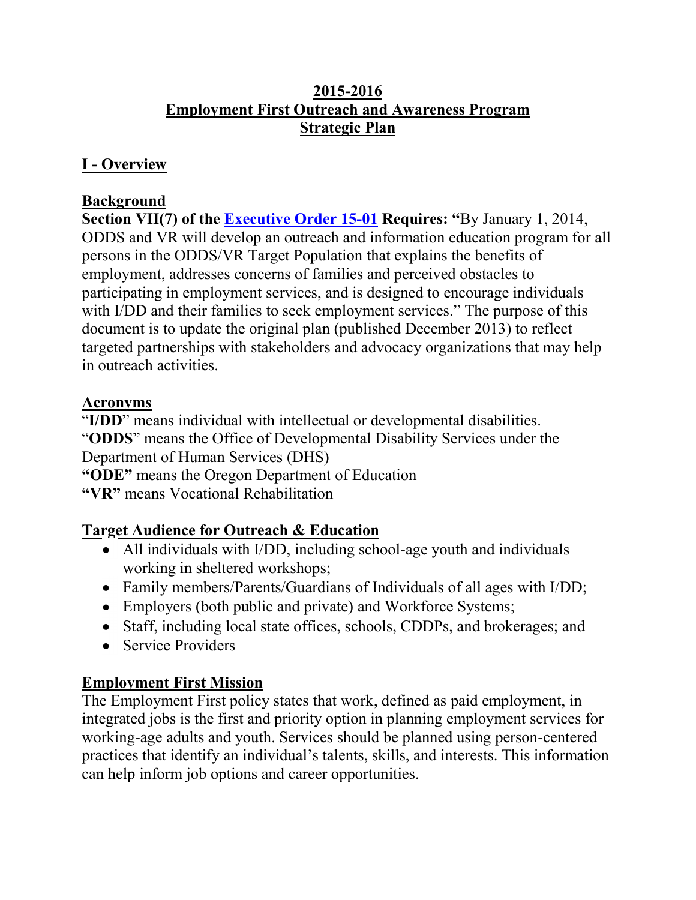# 2015-2016
# Employment First Outreach and Awareness Program
# Strategic Plan

## I - Overview

### Background

**Section VII(7) of the [Executive Order 15-01](Executive Order 15-01) Requires: "**By January 1, 2014, ODDS and VR will develop an outreach and information education program for all persons in the ODDS/VR Target Population that explains the benefits of employment, addresses concerns of families and perceived obstacles to participating in employment services, and is designed to encourage individuals with I/DD and their families to seek employment services." The purpose of this document is to update the original plan (published December 2013) to reflect targeted partnerships with stakeholders and advocacy organizations that may help in outreach activities.

### Acronyms

"**I/DD**" means individual with intellectual or developmental disabilities.
"**ODDS**" means the Office of Developmental Disability Services under the Department of Human Services (DHS)
**"ODE"** means the Oregon Department of Education
**"VR"** means Vocational Rehabilitation

### Target Audience for Outreach & Education

- All individuals with I/DD, including school-age youth and individuals working in sheltered workshops;
- Family members/Parents/Guardians of Individuals of all ages with I/DD;
- Employers (both public and private) and Workforce Systems;
- Staff, including local state offices, schools, CDDPs, and brokerages; and
- Service Providers

### Employment First Mission

The Employment First policy states that work, defined as paid employment, in integrated jobs is the first and priority option in planning employment services for working-age adults and youth. Services should be planned using person-centered practices that identify an individual's talents, skills, and interests. This information can help inform job options and career opportunities.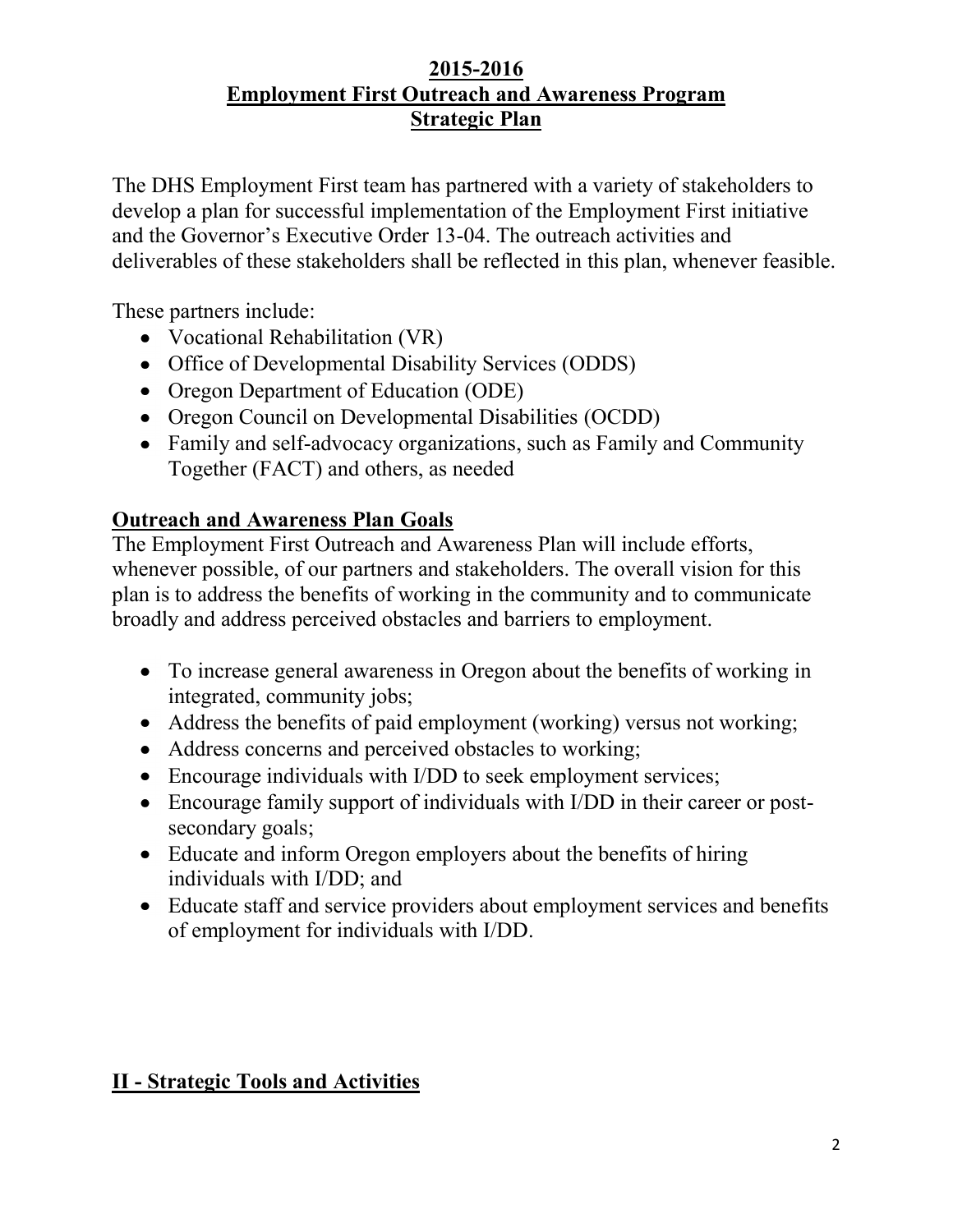## 2015-2016 Employment First Outreach and Awareness Program Strategic Plan

The DHS Employment First team has partnered with a variety of stakeholders to develop a plan for successful implementation of the Employment First initiative and the Governor's Executive Order 13-04. The outreach activities and deliverables of these stakeholders shall be reflected in this plan, whenever feasible.

These partners include:

- Vocational Rehabilitation (VR)
- Office of Developmental Disability Services (ODDS)
- Oregon Department of Education (ODE)
- Oregon Council on Developmental Disabilities (OCDD)
- Family and self-advocacy organizations, such as Family and Community Together (FACT) and others, as needed

### Outreach and Awareness Plan Goals

The Employment First Outreach and Awareness Plan will include efforts, whenever possible, of our partners and stakeholders. The overall vision for this plan is to address the benefits of working in the community and to communicate broadly and address perceived obstacles and barriers to employment.

- To increase general awareness in Oregon about the benefits of working in integrated, community jobs;
- Address the benefits of paid employment (working) versus not working;
- Address concerns and perceived obstacles to working;
- Encourage individuals with I/DD to seek employment services;
- Encourage family support of individuals with I/DD in their career or post-secondary goals;
- Educate and inform Oregon employers about the benefits of hiring individuals with I/DD; and
- Educate staff and service providers about employment services and benefits of employment for individuals with I/DD.

## II - Strategic Tools and Activities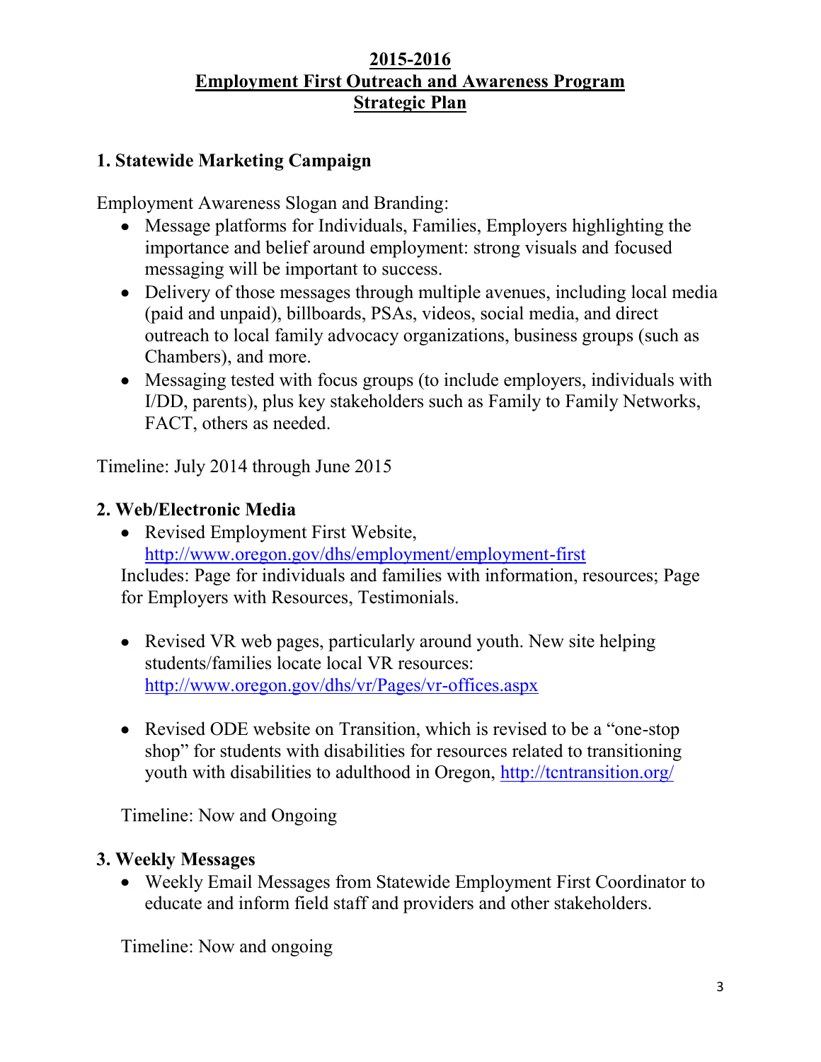# 2015-2016
# Employment First Outreach and Awareness Program
# Strategic Plan

## 1. Statewide Marketing Campaign

Employment Awareness Slogan and Branding:

- Message platforms for Individuals, Families, Employers highlighting the importance and belief around employment: strong visuals and focused messaging will be important to success.
- Delivery of those messages through multiple avenues, including local media (paid and unpaid), billboards, PSAs, videos, social media, and direct outreach to local family advocacy organizations, business groups (such as Chambers), and more.
- Messaging tested with focus groups (to include employers, individuals with I/DD, parents), plus key stakeholders such as Family to Family Networks, FACT, others as needed.

Timeline: July 2014 through June 2015

## 2. Web/Electronic Media

- Revised Employment First Website, http://www.oregon.gov/dhs/employment/employment-first

  Includes: Page for individuals and families with information, resources; Page for Employers with Resources, Testimonials.

- Revised VR web pages, particularly around youth. New site helping students/families locate local VR resources: http://www.oregon.gov/dhs/vr/Pages/vr-offices.aspx

- Revised ODE website on Transition, which is revised to be a "one-stop shop" for students with disabilities for resources related to transitioning youth with disabilities to adulthood in Oregon, http://tcntransition.org/

Timeline: Now and Ongoing

## 3. Weekly Messages

- Weekly Email Messages from Statewide Employment First Coordinator to educate and inform field staff and providers and other stakeholders.

Timeline: Now and ongoing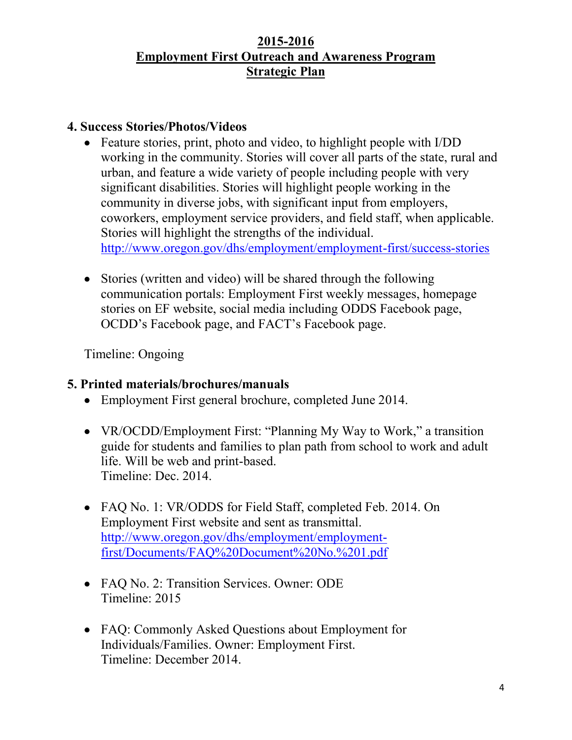## 2015-2016
## Employment First Outreach and Awareness Program
## Strategic Plan

### 4. Success Stories/Photos/Videos

- Feature stories, print, photo and video, to highlight people with I/DD working in the community. Stories will cover all parts of the state, rural and urban, and feature a wide variety of people including people with very significant disabilities. Stories will highlight people working in the community in diverse jobs, with significant input from employers, coworkers, employment service providers, and field staff, when applicable. Stories will highlight the strengths of the individual.
  http://www.oregon.gov/dhs/employment/employment-first/success-stories

- Stories (written and video) will be shared through the following communication portals: Employment First weekly messages, homepage stories on EF website, social media including ODDS Facebook page, OCDD's Facebook page, and FACT's Facebook page.

Timeline: Ongoing

### 5. Printed materials/brochures/manuals

- Employment First general brochure, completed June 2014.

- VR/OCDD/Employment First: "Planning My Way to Work," a transition guide for students and families to plan path from school to work and adult life. Will be web and print-based.
  Timeline: Dec. 2014.

- FAQ No. 1: VR/ODDS for Field Staff, completed Feb. 2014. On Employment First website and sent as transmittal.
  http://www.oregon.gov/dhs/employment/employment-first/Documents/FAQ%20Document%20No.%201.pdf

- FAQ No. 2: Transition Services. Owner: ODE
  Timeline: 2015

- FAQ: Commonly Asked Questions about Employment for Individuals/Families. Owner: Employment First.
  Timeline: December 2014.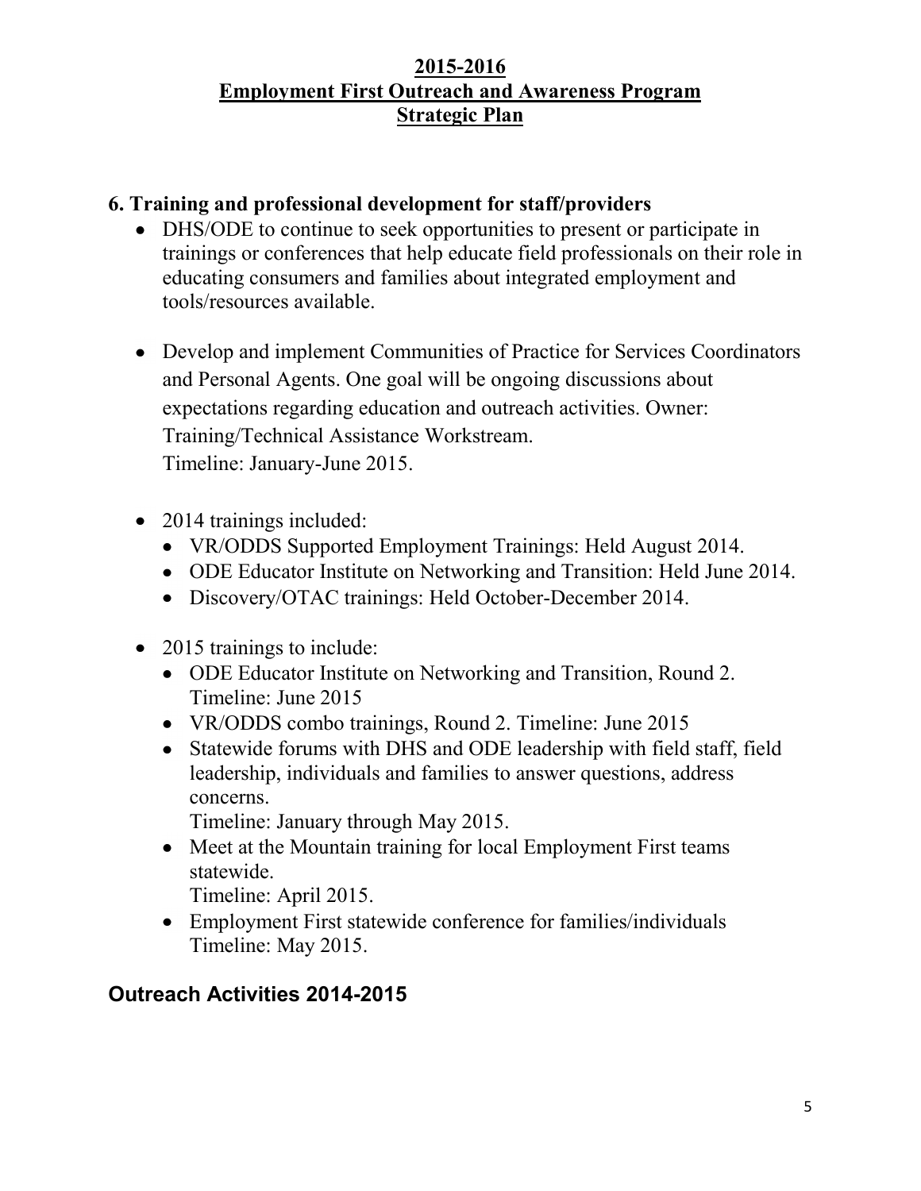# 2015-2016
# Employment First Outreach and Awareness Program
# Strategic Plan

## 6. Training and professional development for staff/providers

- DHS/ODE to continue to seek opportunities to present or participate in trainings or conferences that help educate field professionals on their role in educating consumers and families about integrated employment and tools/resources available.

- Develop and implement Communities of Practice for Services Coordinators and Personal Agents. One goal will be ongoing discussions about expectations regarding education and outreach activities. Owner: Training/Technical Assistance Workstream.
  Timeline: January-June 2015.

- 2014 trainings included:
  - VR/ODDS Supported Employment Trainings: Held August 2014.
  - ODE Educator Institute on Networking and Transition: Held June 2014.
  - Discovery/OTAC trainings: Held October-December 2014.

- 2015 trainings to include:
  - ODE Educator Institute on Networking and Transition, Round 2. Timeline: June 2015
  - VR/ODDS combo trainings, Round 2. Timeline: June 2015
  - Statewide forums with DHS and ODE leadership with field staff, field leadership, individuals and families to answer questions, address concerns.
    Timeline: January through May 2015.
  - Meet at the Mountain training for local Employment First teams statewide.
    Timeline: April 2015.
  - Employment First statewide conference for families/individuals
    Timeline: May 2015.

## Outreach Activities 2014-2015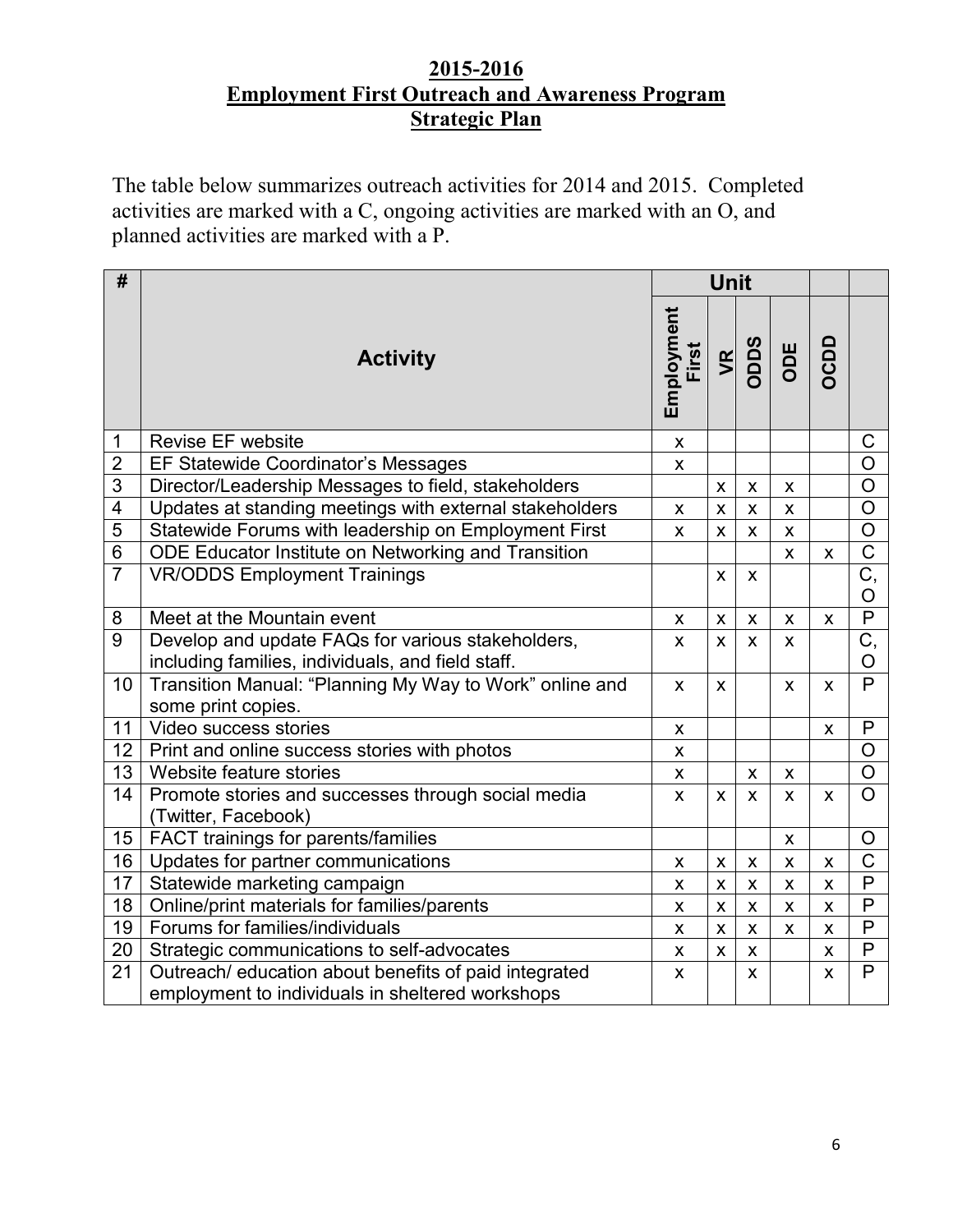## 2015-2016
## Employment First Outreach and Awareness Program
## Strategic Plan

The table below summarizes outreach activities for 2014 and 2015. Completed activities are marked with a C, ongoing activities are marked with an O, and planned activities are marked with a P.

| # | Activity | Unit | | | | | |
|---|---|---|---|---|---|---|---|
| | | Employment First | VR | ODDS | ODE | OCDD | |
| 1 | Revise EF website | x | | | | | C |
| 2 | EF Statewide Coordinator's Messages | x | | | | | O |
| 3 | Director/Leadership Messages to field, stakeholders | | x | x | x | | O |
| 4 | Updates at standing meetings with external stakeholders | x | x | x | x | | O |
| 5 | Statewide Forums with leadership on Employment First | x | x | x | x | | O |
| 6 | ODE Educator Institute on Networking and Transition | | | | x | x | C |
| 7 | VR/ODDS Employment Trainings | | x | x | | | C, O |
| 8 | Meet at the Mountain event | x | x | x | x | x | P |
| 9 | Develop and update FAQs for various stakeholders, including families, individuals, and field staff. | x | x | x | x | | C, O |
| 10 | Transition Manual: "Planning My Way to Work" online and some print copies. | x | x | | x | x | P |
| 11 | Video success stories | x | | | | x | P |
| 12 | Print and online success stories with photos | x | | | | | O |
| 13 | Website feature stories | x | | x | x | | O |
| 14 | Promote stories and successes through social media (Twitter, Facebook) | x | x | x | x | x | O |
| 15 | FACT trainings for parents/families | | | | x | | O |
| 16 | Updates for partner communications | x | x | x | x | x | C |
| 17 | Statewide marketing campaign | x | x | x | x | x | P |
| 18 | Online/print materials for families/parents | x | x | x | x | x | P |
| 19 | Forums for families/individuals | x | x | x | x | x | P |
| 20 | Strategic communications to self-advocates | x | x | x | | x | P |
| 21 | Outreach/ education about benefits of paid integrated employment to individuals in sheltered workshops | x | | x | | x | P |